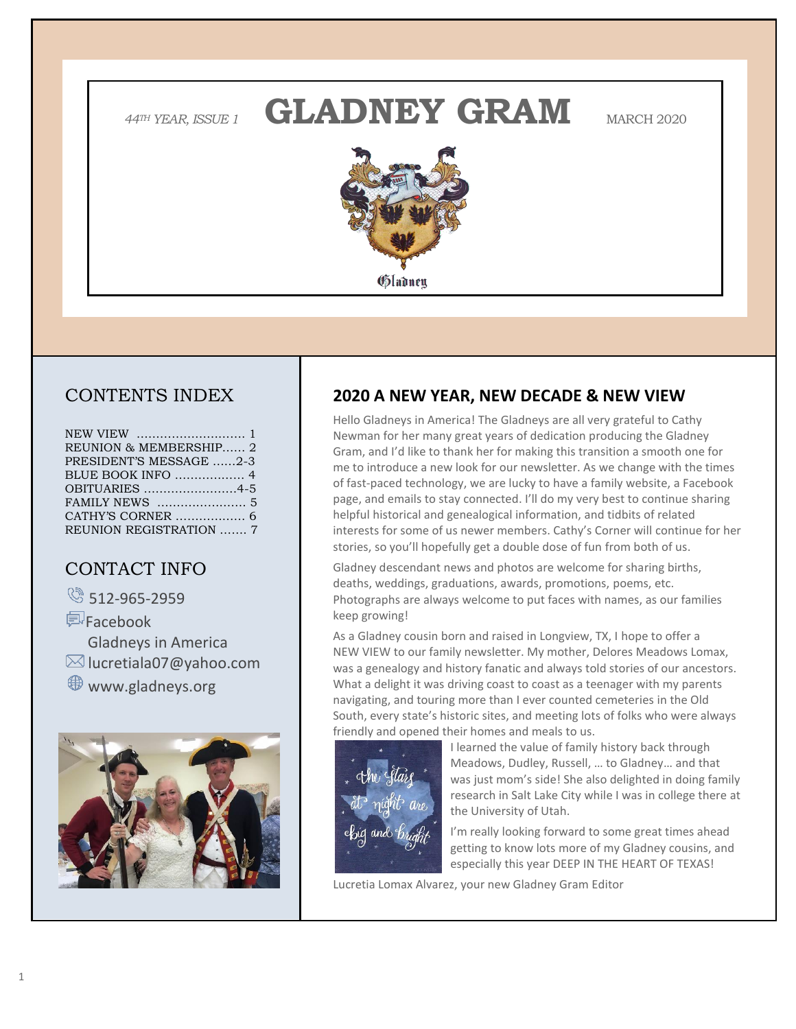*44TH YEAR, ISSUE 1*

# GLADNEY GRAM

MARCH 2020

Gladney

## CONTENTS INDEX

NEW VIEW ........................... 1
REUNION & MEMBERSHIP...... 2
PRESIDENT'S MESSAGE ......2-3
BLUE BOOK INFO .................. 4
OBITUARIES ........................4-5
FAMILY NEWS ....................... 5
CATHY'S CORNER .................. 6
REUNION REGISTRATION ....... 7

## CONTACT INFO

512-965-2959
Facebook
Gladneys in America
lucretiala07@yahoo.com
www.gladneys.org

## 2020 A NEW YEAR, NEW DECADE & NEW VIEW

Hello Gladneys in America! The Gladneys are all very grateful to Cathy Newman for her many great years of dedication producing the Gladney Gram, and I'd like to thank her for making this transition a smooth one for me to introduce a new look for our newsletter. As we change with the times of fast-paced technology, we are lucky to have a family website, a Facebook page, and emails to stay connected. I'll do my very best to continue sharing helpful historical and genealogical information, and tidbits of related interests for some of us newer members. Cathy's Corner will continue for her stories, so you'll hopefully get a double dose of fun from both of us.

Gladney descendant news and photos are welcome for sharing births, deaths, weddings, graduations, awards, promotions, poems, etc. Photographs are always welcome to put faces with names, as our families keep growing!

As a Gladney cousin born and raised in Longview, TX, I hope to offer a NEW VIEW to our family newsletter. My mother, Delores Meadows Lomax, was a genealogy and history fanatic and always told stories of our ancestors. What a delight it was driving coast to coast as a teenager with my parents navigating, and touring more than I ever counted cemeteries in the Old South, every state's historic sites, and meeting lots of folks who were always friendly and opened their homes and meals to us.

I learned the value of family history back through Meadows, Dudley, Russell, … to Gladney… and that was just mom's side! She also delighted in doing family research in Salt Lake City while I was in college there at the University of Utah.

I'm really looking forward to some great times ahead getting to know lots more of my Gladney cousins, and especially this year DEEP IN THE HEART OF TEXAS!

Lucretia Lomax Alvarez, your new Gladney Gram Editor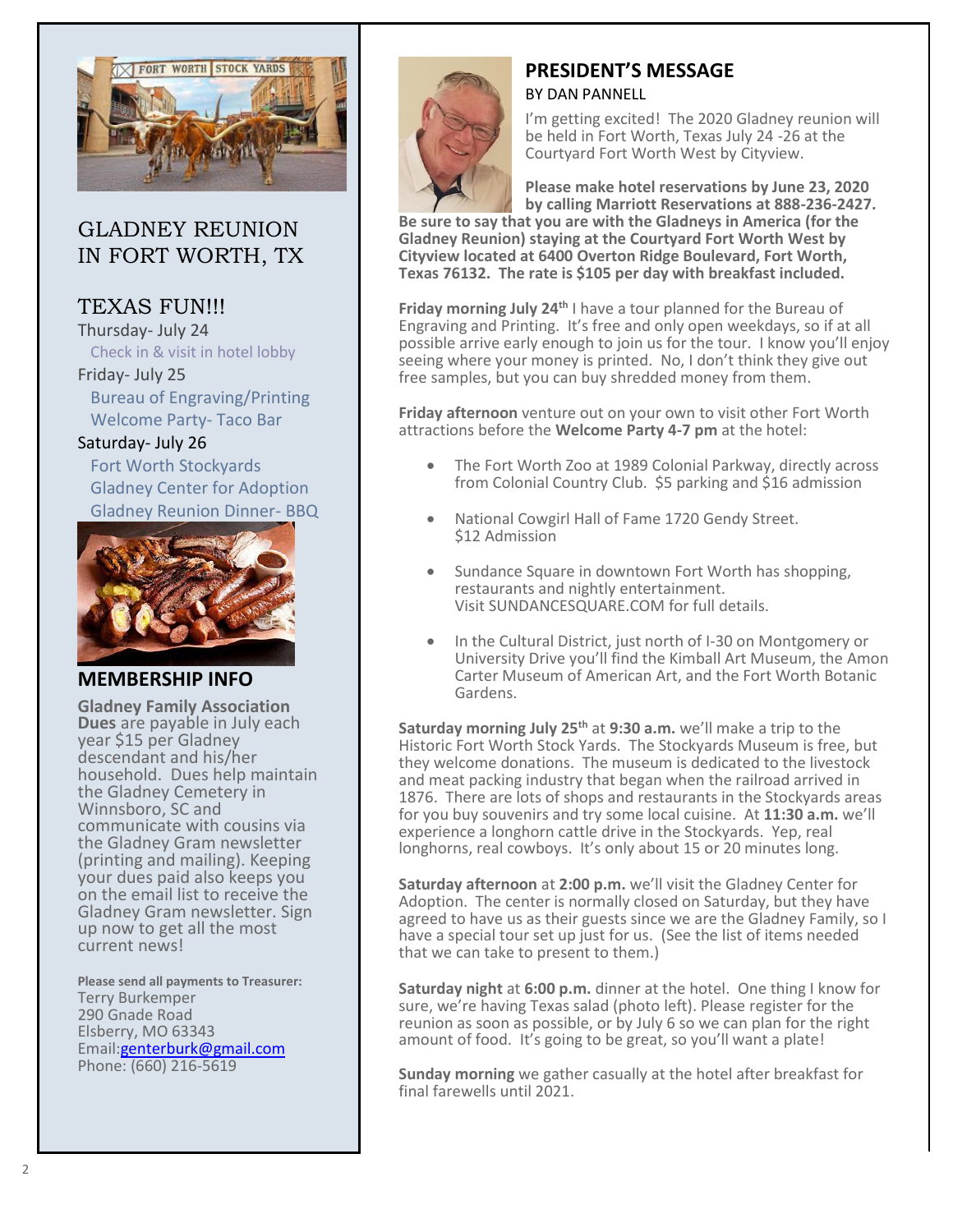## GLADNEY REUNION IN FORT WORTH, TX

### TEXAS FUN!!!

Thursday- July 24
- Check in & visit in hotel lobby

Friday- July 25
- Bureau of Engraving/Printing
- Welcome Party- Taco Bar

Saturday- July 26
- Fort Worth Stockyards
- Gladney Center for Adoption
- Gladney Reunion Dinner- BBQ

### MEMBERSHIP INFO

**Gladney Family Association Dues** are payable in July each year $15 per Gladney descendant and his/her household. Dues help maintain the Gladney Cemetery in Winnsboro, SC and communicate with cousins via the Gladney Gram newsletter (printing and mailing). Keeping your dues paid also keeps you on the email list to receive the Gladney Gram newsletter. Sign up now to get all the most current news!

**Please send all payments to Treasurer:**
Terry Burkemper
290 Gnade Road
Elsberry, MO 63343
Email:genterburk@gmail.com
Phone: (660) 216-5619

## PRESIDENT'S MESSAGE

BY DAN PANNELL

I'm getting excited! The 2020 Gladney reunion will be held in Fort Worth, Texas July 24 -26 at the Courtyard Fort Worth West by Cityview.

**Please make hotel reservations by June 23, 2020 by calling Marriott Reservations at 888-236-2427. Be sure to say that you are with the Gladneys in America (for the Gladney Reunion) staying at the Courtyard Fort Worth West by Cityview located at 6400 Overton Ridge Boulevard, Fort Worth, Texas 76132. The rate is $105 per day with breakfast included.**

**Friday morning July 24th** I have a tour planned for the Bureau of Engraving and Printing. It's free and only open weekdays, so if at all possible arrive early enough to join us for the tour. I know you'll enjoy seeing where your money is printed. No, I don't think they give out free samples, but you can buy shredded money from them.

**Friday afternoon** venture out on your own to visit other Fort Worth attractions before the **Welcome Party 4-7 pm** at the hotel:

- The Fort Worth Zoo at 1989 Colonial Parkway, directly across from Colonial Country Club. $5 parking and $16 admission
- National Cowgirl Hall of Fame 1720 Gendy Street. $12 Admission
- Sundance Square in downtown Fort Worth has shopping, restaurants and nightly entertainment. Visit SUNDANCESQUARE.COM for full details.
- In the Cultural District, just north of I-30 on Montgomery or University Drive you'll find the Kimball Art Museum, the Amon Carter Museum of American Art, and the Fort Worth Botanic Gardens.

**Saturday morning July 25th** at **9:30 a.m.** we'll make a trip to the Historic Fort Worth Stock Yards. The Stockyards Museum is free, but they welcome donations. The museum is dedicated to the livestock and meat packing industry that began when the railroad arrived in 1876. There are lots of shops and restaurants in the Stockyards areas for you buy souvenirs and try some local cuisine. At **11:30 a.m.** we'll experience a longhorn cattle drive in the Stockyards. Yep, real longhorns, real cowboys. It's only about 15 or 20 minutes long.

**Saturday afternoon** at **2:00 p.m.** we'll visit the Gladney Center for Adoption. The center is normally closed on Saturday, but they have agreed to have us as their guests since we are the Gladney Family, so I have a special tour set up just for us. (See the list of items needed that we can take to present to them.)

**Saturday night** at **6:00 p.m.** dinner at the hotel. One thing I know for sure, we're having Texas salad (photo left). Please register for the reunion as soon as possible, or by July 6 so we can plan for the right amount of food. It's going to be great, so you'll want a plate!

**Sunday morning** we gather casually at the hotel after breakfast for final farewells until 2021.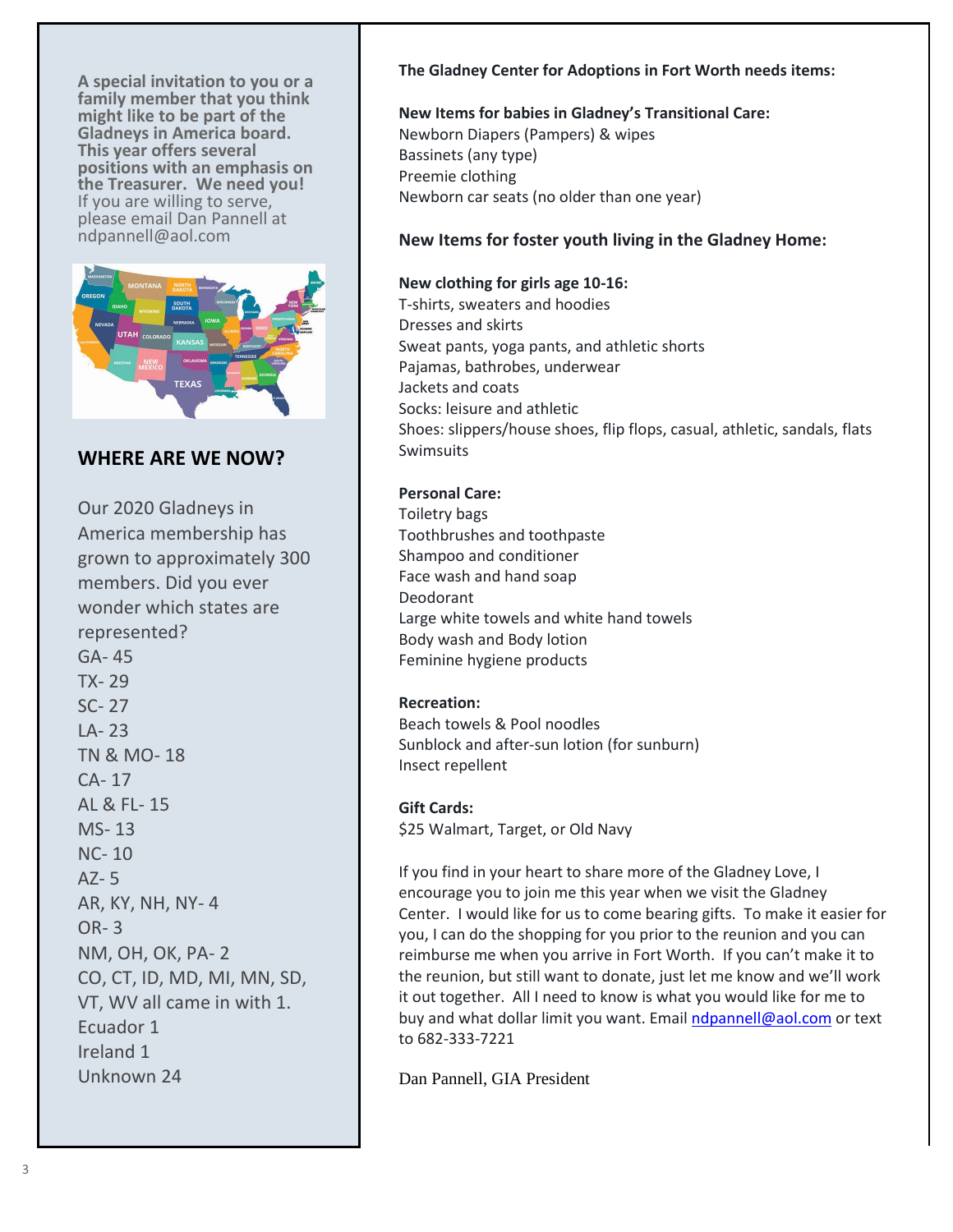**A special invitation to you or a family member that you think might like to be part of the Gladneys in America board. This year offers several positions with an emphasis on the Treasurer. We need you!** If you are willing to serve, please email Dan Pannell at ndpannell@aol.com

## WHERE ARE WE NOW?

Our 2020 Gladneys in America membership has grown to approximately 300 members. Did you ever wonder which states are represented?

GA- 45
TX- 29
SC- 27
LA- 23
TN & MO- 18
CA- 17
AL & FL- 15
MS- 13
NC- 10
AZ- 5
AR, KY, NH, NY- 4
OR- 3
NM, OH, OK, PA- 2
CO, CT, ID, MD, MI, MN, SD, VT, WV all came in with 1.
Ecuador 1
Ireland 1
Unknown 24

**The Gladney Center for Adoptions in Fort Worth needs items:**

**New Items for babies in Gladney's Transitional Care:**
Newborn Diapers (Pampers) & wipes
Bassinets (any type)
Preemie clothing
Newborn car seats (no older than one year)

### New Items for foster youth living in the Gladney Home:

**New clothing for girls age 10-16:**
T-shirts, sweaters and hoodies
Dresses and skirts
Sweat pants, yoga pants, and athletic shorts
Pajamas, bathrobes, underwear
Jackets and coats
Socks: leisure and athletic
Shoes: slippers/house shoes, flip flops, casual, athletic, sandals, flats
Swimsuits

**Personal Care:**
Toiletry bags
Toothbrushes and toothpaste
Shampoo and conditioner
Face wash and hand soap
Deodorant
Large white towels and white hand towels
Body wash and Body lotion
Feminine hygiene products

**Recreation:**
Beach towels & Pool noodles
Sunblock and after-sun lotion (for sunburn)
Insect repellent

**Gift Cards:**
$25 Walmart, Target, or Old Navy

If you find in your heart to share more of the Gladney Love, I encourage you to join me this year when we visit the Gladney Center. I would like for us to come bearing gifts. To make it easier for you, I can do the shopping for you prior to the reunion and you can reimburse me when you arrive in Fort Worth. If you can't make it to the reunion, but still want to donate, just let me know and we'll work it out together. All I need to know is what you would like for me to buy and what dollar limit you want. Email ndpannell@aol.com or text to 682-333-7221

Dan Pannell, GIA President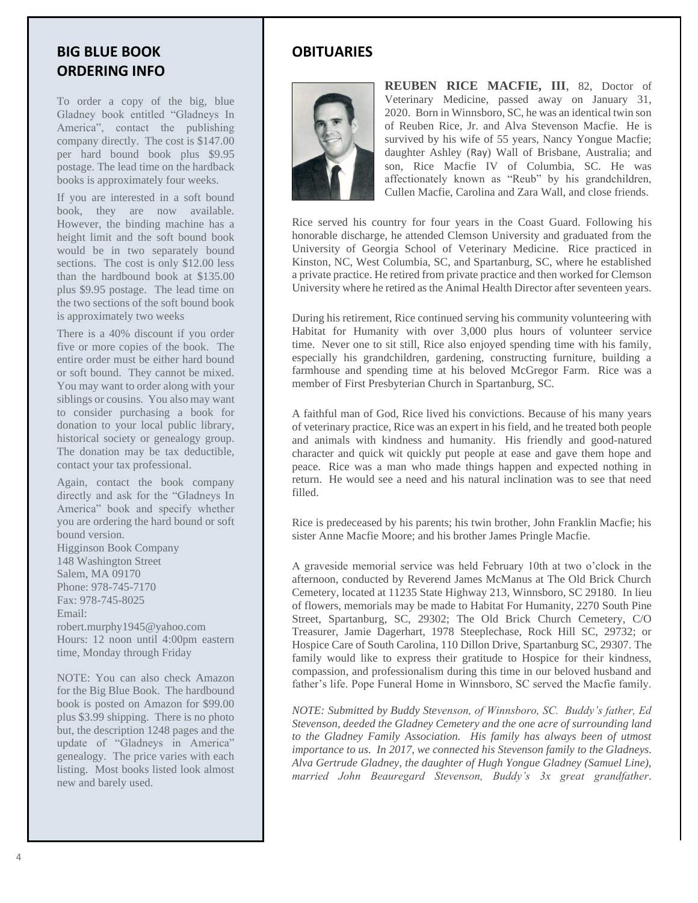## BIG BLUE BOOK ORDERING INFO

To order a copy of the big, blue Gladney book entitled "Gladneys In America", contact the publishing company directly. The cost is $147.00 per hard bound book plus $9.95 postage. The lead time on the hardback books is approximately four weeks.

If you are interested in a soft bound book, they are now available. However, the binding machine has a height limit and the soft bound book would be in two separately bound sections. The cost is only $12.00 less than the hardbound book at $135.00 plus $9.95 postage. The lead time on the two sections of the soft bound book is approximately two weeks

There is a 40% discount if you order five or more copies of the book. The entire order must be either hard bound or soft bound. They cannot be mixed. You may want to order along with your siblings or cousins. You also may want to consider purchasing a book for donation to your local public library, historical society or genealogy group. The donation may be tax deductible, contact your tax professional.

Again, contact the book company directly and ask for the "Gladneys In America" book and specify whether you are ordering the hard bound or soft bound version.

Higginson Book Company
148 Washington Street
Salem, MA 09170
Phone: 978-745-7170
Fax: 978-745-8025
Email:
robert.murphy1945@yahoo.com
Hours: 12 noon until 4:00pm eastern time, Monday through Friday

NOTE: You can also check Amazon for the Big Blue Book. The hardbound book is posted on Amazon for $99.00 plus $3.99 shipping. There is no photo but, the description 1248 pages and the update of "Gladneys in America" genealogy. The price varies with each listing. Most books listed look almost new and barely used.

## OBITUARIES

**REUBEN RICE MACFIE, III**, 82, Doctor of Veterinary Medicine, passed away on January 31, 2020. Born in Winnsboro, SC, he was an identical twin son of Reuben Rice, Jr. and Alva Stevenson Macfie. He is survived by his wife of 55 years, Nancy Yongue Macfie; daughter Ashley (Ray) Wall of Brisbane, Australia; and son, Rice Macfie IV of Columbia, SC. He was affectionately known as "Reub" by his grandchildren, Cullen Macfie, Carolina and Zara Wall, and close friends.

Rice served his country for four years in the Coast Guard. Following his honorable discharge, he attended Clemson University and graduated from the University of Georgia School of Veterinary Medicine. Rice practiced in Kinston, NC, West Columbia, SC, and Spartanburg, SC, where he established a private practice. He retired from private practice and then worked for Clemson University where he retired as the Animal Health Director after seventeen years.

During his retirement, Rice continued serving his community volunteering with Habitat for Humanity with over 3,000 plus hours of volunteer service time. Never one to sit still, Rice also enjoyed spending time with his family, especially his grandchildren, gardening, constructing furniture, building a farmhouse and spending time at his beloved McGregor Farm. Rice was a member of First Presbyterian Church in Spartanburg, SC.

A faithful man of God, Rice lived his convictions. Because of his many years of veterinary practice, Rice was an expert in his field, and he treated both people and animals with kindness and humanity. His friendly and good-natured character and quick wit quickly put people at ease and gave them hope and peace. Rice was a man who made things happen and expected nothing in return. He would see a need and his natural inclination was to see that need filled.

Rice is predeceased by his parents; his twin brother, John Franklin Macfie; his sister Anne Macfie Moore; and his brother James Pringle Macfie.

A graveside memorial service was held February 10th at two o'clock in the afternoon, conducted by Reverend James McManus at The Old Brick Church Cemetery, located at 11235 State Highway 213, Winnsboro, SC 29180. In lieu of flowers, memorials may be made to Habitat For Humanity, 2270 South Pine Street, Spartanburg, SC, 29302; The Old Brick Church Cemetery, C/O Treasurer, Jamie Dagerhart, 1978 Steeplechase, Rock Hill SC, 29732; or Hospice Care of South Carolina, 110 Dillon Drive, Spartanburg SC, 29307. The family would like to express their gratitude to Hospice for their kindness, compassion, and professionalism during this time in our beloved husband and father's life. Pope Funeral Home in Winnsboro, SC served the Macfie family.

*NOTE: Submitted by Buddy Stevenson, of Winnsboro, SC. Buddy's father, Ed Stevenson, deeded the Gladney Cemetery and the one acre of surrounding land to the Gladney Family Association. His family has always been of utmost importance to us. In 2017, we connected his Stevenson family to the Gladneys. Alva Gertrude Gladney, the daughter of Hugh Yongue Gladney (Samuel Line), married John Beauregard Stevenson, Buddy's 3x great grandfather.*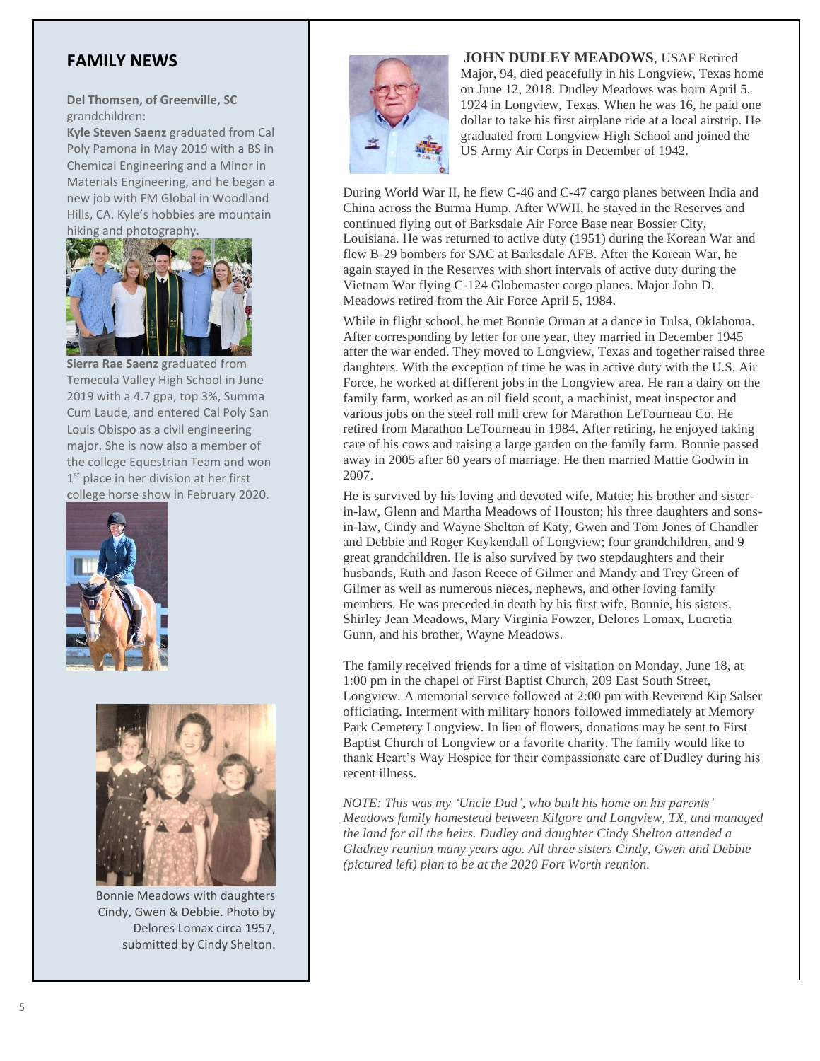## FAMILY NEWS

**Del Thomsen, of Greenville, SC** grandchildren:

**Kyle Steven Saenz** graduated from Cal Poly Pamona in May 2019 with a BS in Chemical Engineering and a Minor in Materials Engineering, and he began a new job with FM Global in Woodland Hills, CA. Kyle's hobbies are mountain hiking and photography.

**Sierra Rae Saenz** graduated from Temecula Valley High School in June 2019 with a 4.7 gpa, top 3%, Summa Cum Laude, and entered Cal Poly San Louis Obispo as a civil engineering major. She is now also a member of the college Equestrian Team and won 1st place in her division at her first college horse show in February 2020.

Bonnie Meadows with daughters Cindy, Gwen & Debbie. Photo by Delores Lomax circa 1957, submitted by Cindy Shelton.

**JOHN DUDLEY MEADOWS**, USAF Retired Major, 94, died peacefully in his Longview, Texas home on June 12, 2018. Dudley Meadows was born April 5, 1924 in Longview, Texas. When he was 16, he paid one dollar to take his first airplane ride at a local airstrip. He graduated from Longview High School and joined the US Army Air Corps in December of 1942.

During World War II, he flew C-46 and C-47 cargo planes between India and China across the Burma Hump. After WWII, he stayed in the Reserves and continued flying out of Barksdale Air Force Base near Bossier City, Louisiana. He was returned to active duty (1951) during the Korean War and flew B-29 bombers for SAC at Barksdale AFB. After the Korean War, he again stayed in the Reserves with short intervals of active duty during the Vietnam War flying C-124 Globemaster cargo planes. Major John D. Meadows retired from the Air Force April 5, 1984.

While in flight school, he met Bonnie Orman at a dance in Tulsa, Oklahoma. After corresponding by letter for one year, they married in December 1945 after the war ended. They moved to Longview, Texas and together raised three daughters. With the exception of time he was in active duty with the U.S. Air Force, he worked at different jobs in the Longview area. He ran a dairy on the family farm, worked as an oil field scout, a machinist, meat inspector and various jobs on the steel roll mill crew for Marathon LeTourneau Co. He retired from Marathon LeTourneau in 1984. After retiring, he enjoyed taking care of his cows and raising a large garden on the family farm. Bonnie passed away in 2005 after 60 years of marriage. He then married Mattie Godwin in 2007.

He is survived by his loving and devoted wife, Mattie; his brother and sister-in-law, Glenn and Martha Meadows of Houston; his three daughters and sons-in-law, Cindy and Wayne Shelton of Katy, Gwen and Tom Jones of Chandler and Debbie and Roger Kuykendall of Longview; four grandchildren, and 9 great grandchildren. He is also survived by two stepdaughters and their husbands, Ruth and Jason Reece of Gilmer and Mandy and Trey Green of Gilmer as well as numerous nieces, nephews, and other loving family members. He was preceded in death by his first wife, Bonnie, his sisters, Shirley Jean Meadows, Mary Virginia Fowzer, Delores Lomax, Lucretia Gunn, and his brother, Wayne Meadows.

The family received friends for a time of visitation on Monday, June 18, at 1:00 pm in the chapel of First Baptist Church, 209 East South Street, Longview. A memorial service followed at 2:00 pm with Reverend Kip Salser officiating. Interment with military honors followed immediately at Memory Park Cemetery Longview. In lieu of flowers, donations may be sent to First Baptist Church of Longview or a favorite charity. The family would like to thank Heart's Way Hospice for their compassionate care of Dudley during his recent illness.

*NOTE: This was my 'Uncle Dud', who built his home on his parents' Meadows family homestead between Kilgore and Longview, TX, and managed the land for all the heirs. Dudley and daughter Cindy Shelton attended a Gladney reunion many years ago. All three sisters Cindy, Gwen and Debbie (pictured left) plan to be at the 2020 Fort Worth reunion.*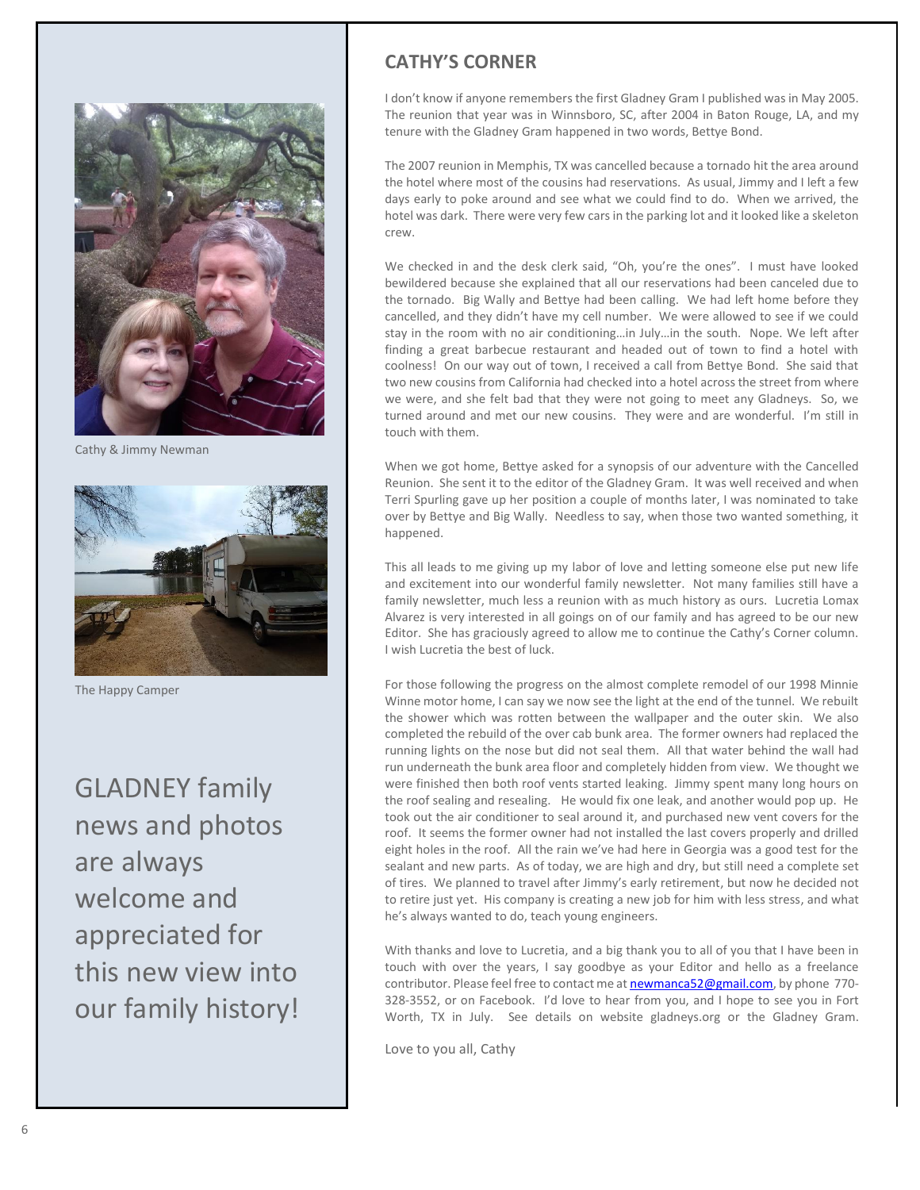Cathy & Jimmy Newman

The Happy Camper

GLADNEY family news and photos are always welcome and appreciated for this new view into our family history!

## CATHY'S CORNER

I don't know if anyone remembers the first Gladney Gram I published was in May 2005. The reunion that year was in Winnsboro, SC, after 2004 in Baton Rouge, LA, and my tenure with the Gladney Gram happened in two words, Bettye Bond.

The 2007 reunion in Memphis, TX was cancelled because a tornado hit the area around the hotel where most of the cousins had reservations. As usual, Jimmy and I left a few days early to poke around and see what we could find to do. When we arrived, the hotel was dark. There were very few cars in the parking lot and it looked like a skeleton crew.

We checked in and the desk clerk said, "Oh, you're the ones". I must have looked bewildered because she explained that all our reservations had been canceled due to the tornado. Big Wally and Bettye had been calling. We had left home before they cancelled, and they didn't have my cell number. We were allowed to see if we could stay in the room with no air conditioning…in July…in the south. Nope. We left after finding a great barbecue restaurant and headed out of town to find a hotel with coolness! On our way out of town, I received a call from Bettye Bond. She said that two new cousins from California had checked into a hotel across the street from where we were, and she felt bad that they were not going to meet any Gladneys. So, we turned around and met our new cousins. They were and are wonderful. I'm still in touch with them.

When we got home, Bettye asked for a synopsis of our adventure with the Cancelled Reunion. She sent it to the editor of the Gladney Gram. It was well received and when Terri Spurling gave up her position a couple of months later, I was nominated to take over by Bettye and Big Wally. Needless to say, when those two wanted something, it happened.

This all leads to me giving up my labor of love and letting someone else put new life and excitement into our wonderful family newsletter. Not many families still have a family newsletter, much less a reunion with as much history as ours. Lucretia Lomax Alvarez is very interested in all goings on of our family and has agreed to be our new Editor. She has graciously agreed to allow me to continue the Cathy's Corner column. I wish Lucretia the best of luck.

For those following the progress on the almost complete remodel of our 1998 Minnie Winne motor home, I can say we now see the light at the end of the tunnel. We rebuilt the shower which was rotten between the wallpaper and the outer skin. We also completed the rebuild of the over cab bunk area. The former owners had replaced the running lights on the nose but did not seal them. All that water behind the wall had run underneath the bunk area floor and completely hidden from view. We thought we were finished then both roof vents started leaking. Jimmy spent many long hours on the roof sealing and resealing. He would fix one leak, and another would pop up. He took out the air conditioner to seal around it, and purchased new vent covers for the roof. It seems the former owner had not installed the last covers properly and drilled eight holes in the roof. All the rain we've had here in Georgia was a good test for the sealant and new parts. As of today, we are high and dry, but still need a complete set of tires. We planned to travel after Jimmy's early retirement, but now he decided not to retire just yet. His company is creating a new job for him with less stress, and what he's always wanted to do, teach young engineers.

With thanks and love to Lucretia, and a big thank you to all of you that I have been in touch with over the years, I say goodbye as your Editor and hello as a freelance contributor. Please feel free to contact me at newmanca52@gmail.com, by phone 770-328-3552, or on Facebook. I'd love to hear from you, and I hope to see you in Fort Worth, TX in July. See details on website gladneys.org or the Gladney Gram.

Love to you all, Cathy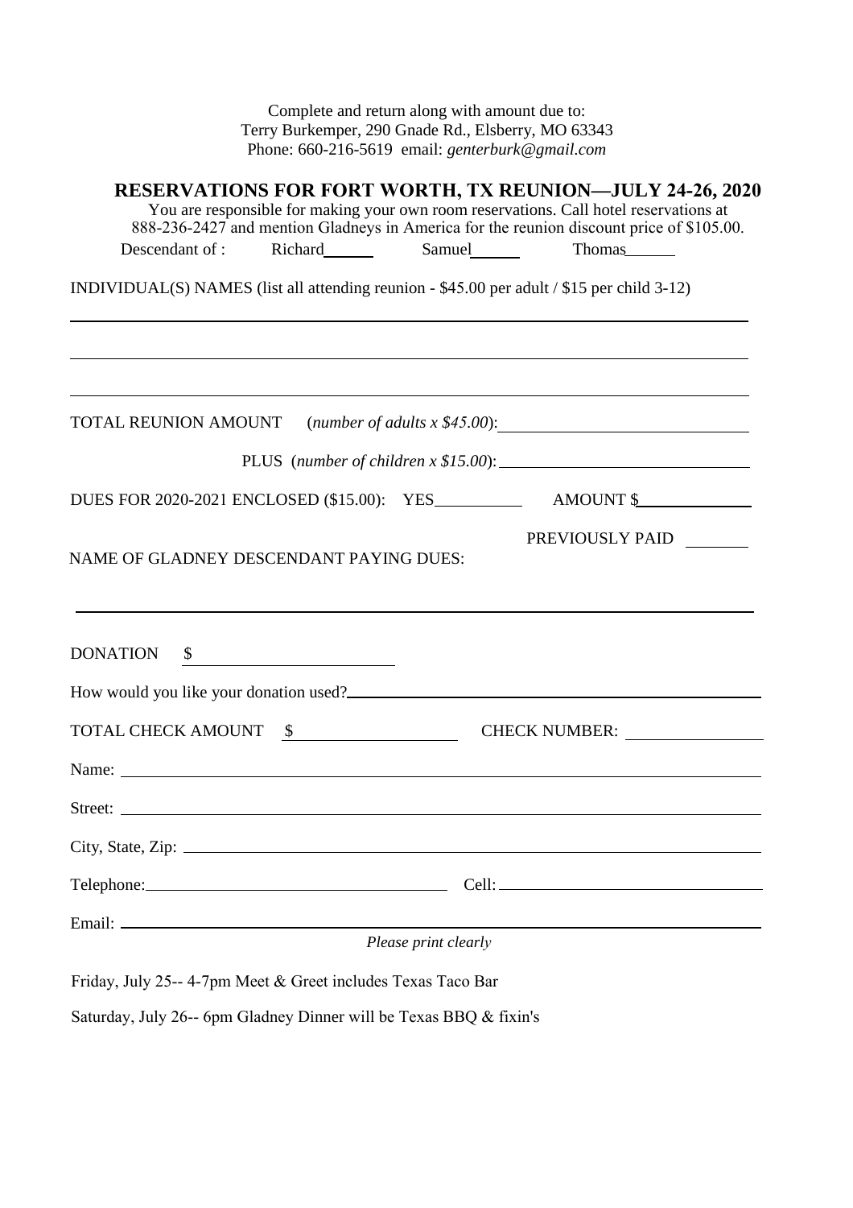Complete and return along with amount due to:
Terry Burkemper, 290 Gnade Rd., Elsberry, MO 63343
Phone: 660-216-5619 email: *genterburk@gmail.com*

## RESERVATIONS FOR FORT WORTH, TX REUNION—JULY 24-26, 2020

You are responsible for making your own room reservations. Call hotel reservations at 888-236-2427 and mention Gladneys in America for the reunion discount price of $105.00.

Descendant of : Richard\_\_\_\_\_\_ Samuel\_\_\_\_\_\_ Thomas\_\_\_\_\_\_

INDIVIDUAL(S) NAMES (list all attending reunion - $45.00 per adult / $15 per child 3-12)

\_\_\_\_\_\_\_\_\_\_\_\_\_\_\_\_\_\_\_\_\_\_\_\_\_\_\_\_\_\_\_\_\_\_\_\_\_\_\_\_\_\_\_\_\_\_\_\_\_\_\_\_\_\_\_\_\_\_\_\_\_\_\_\_

\_\_\_\_\_\_\_\_\_\_\_\_\_\_\_\_\_\_\_\_\_\_\_\_\_\_\_\_\_\_\_\_\_\_\_\_\_\_\_\_\_\_\_\_\_\_\_\_\_\_\_\_\_\_\_\_\_\_\_\_\_\_\_\_

\_\_\_\_\_\_\_\_\_\_\_\_\_\_\_\_\_\_\_\_\_\_\_\_\_\_\_\_\_\_\_\_\_\_\_\_\_\_\_\_\_\_\_\_\_\_\_\_\_\_\_\_\_\_\_\_\_\_\_\_\_\_\_\_

TOTAL REUNION AMOUNT (*number of adults x $45.00*): \_\_\_\_\_\_\_\_\_\_\_\_\_\_\_\_\_\_\_\_\_\_\_\_

PLUS (*number of children x $15.00*): \_\_\_\_\_\_\_\_\_\_\_\_\_\_\_\_\_\_\_\_\_\_\_\_

DUES FOR 2020-2021 ENCLOSED ($15.00): YES\_\_\_\_\_\_\_\_\_\_ AMOUNT $\_\_\_\_\_\_\_\_\_\_\_\_

PREVIOUSLY PAID \_\_\_\_\_\_\_

NAME OF GLADNEY DESCENDANT PAYING DUES:

\_\_\_\_\_\_\_\_\_\_\_\_\_\_\_\_\_\_\_\_\_\_\_\_\_\_\_\_\_\_\_\_\_\_\_\_\_\_\_\_\_\_\_\_\_\_\_\_\_\_\_\_\_\_\_\_\_\_\_\_\_\_\_\_

DONATION $\_\_\_\_\_\_\_\_\_\_\_\_\_\_\_\_\_\_\_\_

How would you like your donation used?\_\_\_\_\_\_\_\_\_\_\_\_\_\_\_\_\_\_\_\_\_\_\_\_\_\_\_\_\_\_\_\_\_\_\_\_\_\_\_\_

TOTAL CHECK AMOUNT $\_\_\_\_\_\_\_\_\_\_\_\_\_\_\_\_\_\_ CHECK NUMBER: \_\_\_\_\_\_\_\_\_\_\_\_\_\_\_

Name: \_\_\_\_\_\_\_\_\_\_\_\_\_\_\_\_\_\_\_\_\_\_\_\_\_\_\_\_\_\_\_\_\_\_\_\_\_\_\_\_\_\_\_\_\_\_\_\_\_\_\_\_\_\_\_\_\_\_\_\_

Street: \_\_\_\_\_\_\_\_\_\_\_\_\_\_\_\_\_\_\_\_\_\_\_\_\_\_\_\_\_\_\_\_\_\_\_\_\_\_\_\_\_\_\_\_\_\_\_\_\_\_\_\_\_\_\_\_\_\_\_\_

City, State, Zip: \_\_\_\_\_\_\_\_\_\_\_\_\_\_\_\_\_\_\_\_\_\_\_\_\_\_\_\_\_\_\_\_\_\_\_\_\_\_\_\_\_\_\_\_\_\_\_\_\_\_\_\_\_\_

Telephone:\_\_\_\_\_\_\_\_\_\_\_\_\_\_\_\_\_\_\_\_\_\_\_\_\_\_\_\_\_\_\_\_ Cell: \_\_\_\_\_\_\_\_\_\_\_\_\_\_\_\_\_\_\_\_\_\_\_\_\_\_\_\_\_\_

Email: \_\_\_\_\_\_\_\_\_\_\_\_\_\_\_\_\_\_\_\_\_\_\_\_\_\_\_\_\_\_\_\_\_\_\_\_\_\_\_\_\_\_\_\_\_\_\_\_\_\_\_\_\_\_\_\_\_\_\_\_

*Please print clearly*

Friday, July 25-- 4-7pm Meet & Greet includes Texas Taco Bar

Saturday, July 26-- 6pm Gladney Dinner will be Texas BBQ & fixin's